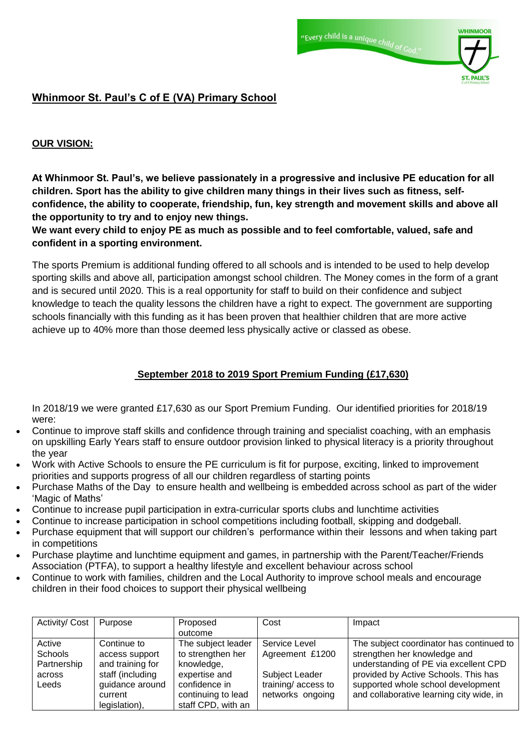"Every child is a unique child of God."

WHINMOOR ST. PAUL'S

# Whinmoor St. Paul's C of E (VA) Primary School

## OUR VISION:

**At Whinmoor St. Paul's, we believe passionately in a progressive and inclusive PE education for all children. Sport has the ability to give children many things in their lives such as fitness, self-confidence, the ability to cooperate, friendship, fun, key strength and movement skills and above all the opportunity to try and to enjoy new things.**

**We want every child to enjoy PE as much as possible and to feel comfortable, valued, safe and confident in a sporting environment.**

The sports Premium is additional funding offered to all schools and is intended to be used to help develop sporting skills and above all, participation amongst school children. The Money comes in the form of a grant and is secured until 2020. This is a real opportunity for staff to build on their confidence and subject knowledge to teach the quality lessons the children have a right to expect. The government are supporting schools financially with this funding as it has been proven that healthier children that are more active achieve up to 40% more than those deemed less physically active or classed as obese.

## September 2018 to 2019 Sport Premium Funding (£17,630)

In 2018/19 we were granted £17,630 as our Sport Premium Funding. Our identified priorities for 2018/19 were:

- Continue to improve staff skills and confidence through training and specialist coaching, with an emphasis on upskilling Early Years staff to ensure outdoor provision linked to physical literacy is a priority throughout the year
- Work with Active Schools to ensure the PE curriculum is fit for purpose, exciting, linked to improvement priorities and supports progress of all our children regardless of starting points
- Purchase Maths of the Day to ensure health and wellbeing is embedded across school as part of the wider 'Magic of Maths'
- Continue to increase pupil participation in extra-curricular sports clubs and lunchtime activities
- Continue to increase participation in school competitions including football, skipping and dodgeball.
- Purchase equipment that will support our children's performance within their lessons and when taking part in competitions
- Purchase playtime and lunchtime equipment and games, in partnership with the Parent/Teacher/Friends Association (PTFA), to support a healthy lifestyle and excellent behaviour across school
- Continue to work with families, children and the Local Authority to improve school meals and encourage children in their food choices to support their physical wellbeing

| Activity/ Cost | Purpose | Proposed outcome | Cost | Impact |
|---|---|---|---|---|
| Active Schools Partnership across Leeds | Continue to access support and training for staff (including guidance around current legislation), | The subject leader to strengthen her knowledge, expertise and confidence in continuing to lead staff CPD, with an | Service Level Agreement £1200<br><br>Subject Leader training/ access to networks ongoing | The subject coordinator has continued to strengthen her knowledge and understanding of PE via excellent CPD provided by Active Schools. This has supported whole school development and collaborative learning city wide, in |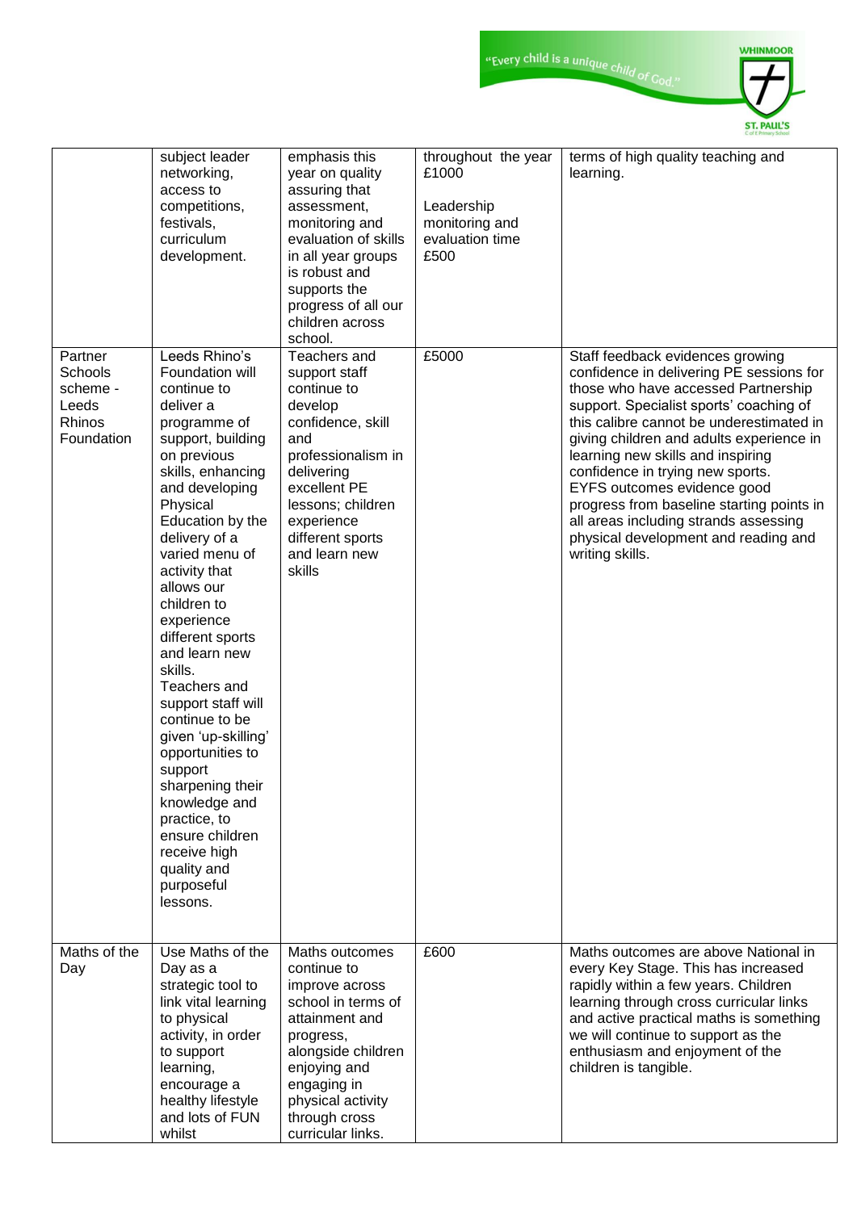| | | | | |
|---|---|---|---|---|
| | subject leader networking, access to competitions, festivals, curriculum development. | emphasis this year on quality assuring that assessment, monitoring and evaluation of skills in all year groups is robust and supports the progress of all our children across school. | throughout the year £1000<br><br>Leadership monitoring and evaluation time £500 | terms of high quality teaching and learning. |
| Partner Schools scheme - Leeds Rhinos Foundation | Leeds Rhino's Foundation will continue to deliver a programme of support, building on previous skills, enhancing and developing Physical Education by the delivery of a varied menu of activity that allows our children to experience different sports and learn new skills.<br>Teachers and support staff will continue to be given 'up-skilling' opportunities to support sharpening their knowledge and practice, to ensure children receive high quality and purposeful lessons. | Teachers and support staff continue to develop confidence, skill and professionalism in delivering excellent PE lessons; children experience different sports and learn new skills | £5000 | Staff feedback evidences growing confidence in delivering PE sessions for those who have accessed Partnership support. Specialist sports' coaching of this calibre cannot be underestimated in giving children and adults experience in learning new skills and inspiring confidence in trying new sports.<br>EYFS outcomes evidence good progress from baseline starting points in all areas including strands assessing physical development and reading and writing skills. |
| Maths of the Day | Use Maths of the Day as a strategic tool to link vital learning to physical activity, in order to support learning, encourage a healthy lifestyle and lots of FUN whilst | Maths outcomes continue to improve across school in terms of attainment and progress, alongside children enjoying and engaging in physical activity through cross curricular links. | £600 | Maths outcomes are above National in every Key Stage. This has increased rapidly within a few years. Children learning through cross curricular links and active practical maths is something we will continue to support as the enthusiasm and enjoyment of the children is tangible. |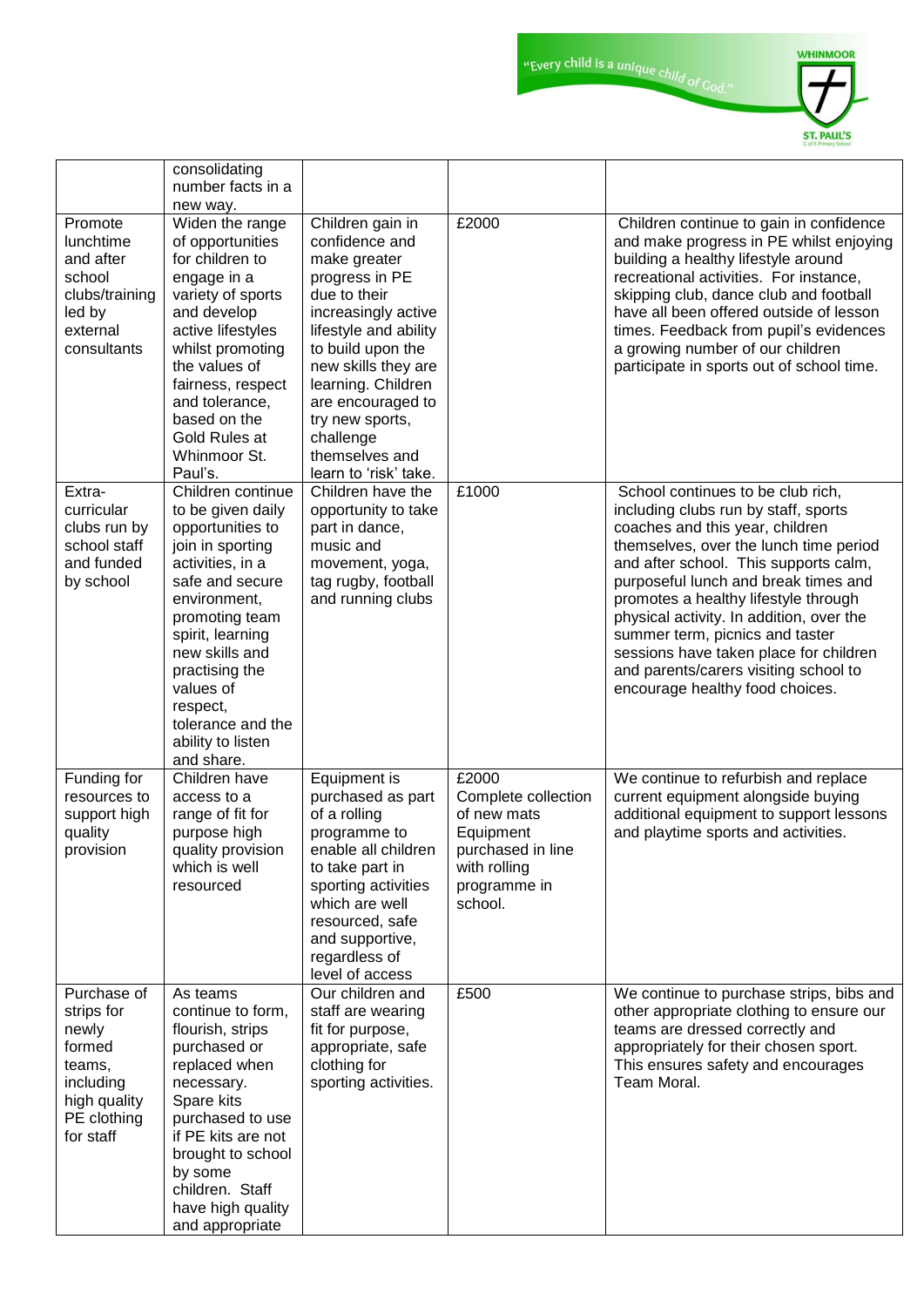| | | | | |
|---|---|---|---|---|
| | consolidating number facts in a new way. | | | |
| Promote lunchtime and after school clubs/training led by external consultants | Widen the range of opportunities for children to engage in a variety of sports and develop active lifestyles whilst promoting the values of fairness, respect and tolerance, based on the Gold Rules at Whinmoor St. Paul's. | Children gain in confidence and make greater progress in PE due to their increasingly active lifestyle and ability to build upon the new skills they are learning. Children are encouraged to try new sports, challenge themselves and learn to 'risk' take. | £2000 | Children continue to gain in confidence and make progress in PE whilst enjoying building a healthy lifestyle around recreational activities. For instance, skipping club, dance club and football have all been offered outside of lesson times. Feedback from pupil's evidences a growing number of our children participate in sports out of school time. |
| Extra-curricular clubs run by school staff and funded by school | Children continue to be given daily opportunities to join in sporting activities, in a safe and secure environment, promoting team spirit, learning new skills and practising the values of respect, tolerance and the ability to listen and share. | Children have the opportunity to take part in dance, music and movement, yoga, tag rugby, football and running clubs | £1000 | School continues to be club rich, including clubs run by staff, sports coaches and this year, children themselves, over the lunch time period and after school. This supports calm, purposeful lunch and break times and promotes a healthy lifestyle through physical activity. In addition, over the summer term, picnics and taster sessions have taken place for children and parents/carers visiting school to encourage healthy food choices. |
| Funding for resources to support high quality provision | Children have access to a range of fit for purpose high quality provision which is well resourced | Equipment is purchased as part of a rolling programme to enable all children to take part in sporting activities which are well resourced, safe and supportive, regardless of level of access | £2000 Complete collection of new mats Equipment purchased in line with rolling programme in school. | We continue to refurbish and replace current equipment alongside buying additional equipment to support lessons and playtime sports and activities. |
| Purchase of strips for newly formed teams, including high quality PE clothing for staff | As teams continue to form, flourish, strips purchased or replaced when necessary. Spare kits purchased to use if PE kits are not brought to school by some children. Staff have high quality and appropriate | Our children and staff are wearing fit for purpose, appropriate, safe clothing for sporting activities. | £500 | We continue to purchase strips, bibs and other appropriate clothing to ensure our teams are dressed correctly and appropriately for their chosen sport. This ensures safety and encourages Team Moral. |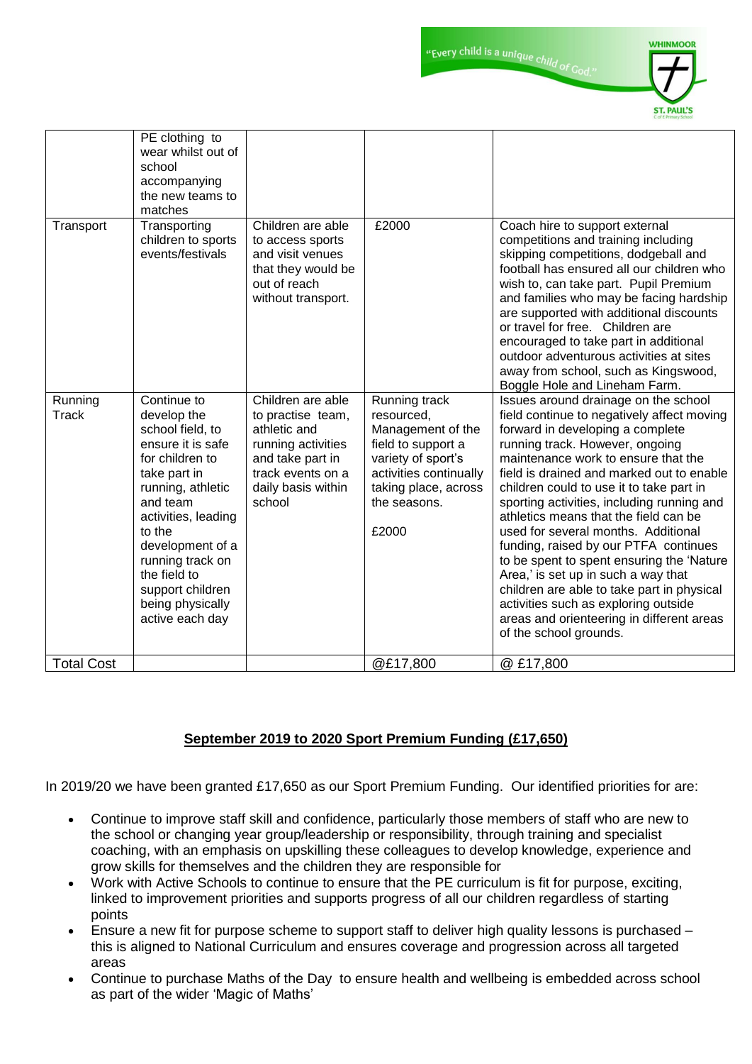| | PE clothing to wear whilst out of school accompanying the new teams to matches | | | |
|---|---|---|---|---|
| Transport | Transporting children to sports events/festivals | Children are able to access sports and visit venues that they would be out of reach without transport. | £2000 | Coach hire to support external competitions and training including skipping competitions, dodgeball and football has ensured all our children who wish to, can take part. Pupil Premium and families who may be facing hardship are supported with additional discounts or travel for free. Children are encouraged to take part in additional outdoor adventurous activities at sites away from school, such as Kingswood, Boggle Hole and Lineham Farm. |
| Running Track | Continue to develop the school field, to ensure it is safe for children to take part in running, athletic and team activities, leading to the development of a running track on the field to support children being physically active each day | Children are able to practise team, athletic and running activities and take part in track events on a daily basis within school | Running track resourced, Management of the field to support a variety of sport's activities continually taking place, across the seasons.<br><br>£2000 | Issues around drainage on the school field continue to negatively affect moving forward in developing a complete running track. However, ongoing maintenance work to ensure that the field is drained and marked out to enable children could to use it to take part in sporting activities, including running and athletics means that the field can be used for several months. Additional funding, raised by our PTFA continues to be spent to spent ensuring the 'Nature Area,' is set up in such a way that children are able to take part in physical activities such as exploring outside areas and orienteering in different areas of the school grounds. |
| Total Cost | | | @£17,800 | @ £17,800 |

**September 2019 to 2020 Sport Premium Funding (£17,650)**

In 2019/20 we have been granted £17,650 as our Sport Premium Funding. Our identified priorities for are:

- Continue to improve staff skill and confidence, particularly those members of staff who are new to the school or changing year group/leadership or responsibility, through training and specialist coaching, with an emphasis on upskilling these colleagues to develop knowledge, experience and grow skills for themselves and the children they are responsible for
- Work with Active Schools to continue to ensure that the PE curriculum is fit for purpose, exciting, linked to improvement priorities and supports progress of all our children regardless of starting points
- Ensure a new fit for purpose scheme to support staff to deliver high quality lessons is purchased – this is aligned to National Curriculum and ensures coverage and progression across all targeted areas
- Continue to purchase Maths of the Day to ensure health and wellbeing is embedded across school as part of the wider 'Magic of Maths'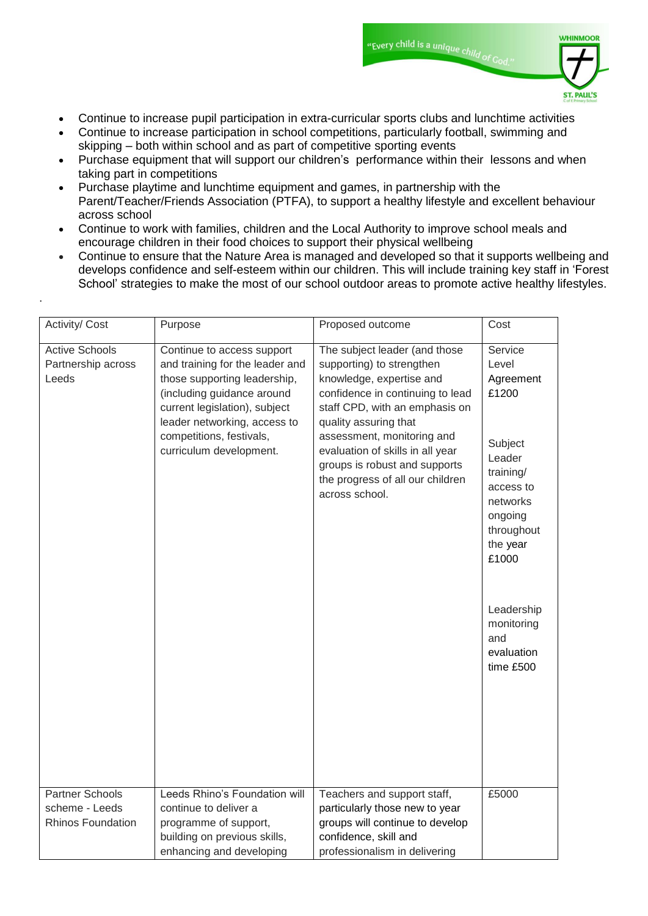- Continue to increase pupil participation in extra-curricular sports clubs and lunchtime activities
- Continue to increase participation in school competitions, particularly football, swimming and skipping – both within school and as part of competitive sporting events
- Purchase equipment that will support our children's performance within their lessons and when taking part in competitions
- Purchase playtime and lunchtime equipment and games, in partnership with the Parent/Teacher/Friends Association (PTFA), to support a healthy lifestyle and excellent behaviour across school
- Continue to work with families, children and the Local Authority to improve school meals and encourage children in their food choices to support their physical wellbeing
- Continue to ensure that the Nature Area is managed and developed so that it supports wellbeing and develops confidence and self-esteem within our children. This will include training key staff in 'Forest School' strategies to make the most of our school outdoor areas to promote active healthy lifestyles.

.

| Activity/ Cost | Purpose | Proposed outcome | Cost |
|---|---|---|---|
| Active Schools Partnership across Leeds | Continue to access support and training for the leader and those supporting leadership, (including guidance around current legislation), subject leader networking, access to competitions, festivals, curriculum development. | The subject leader (and those supporting) to strengthen knowledge, expertise and confidence in continuing to lead staff CPD, with an emphasis on quality assuring that assessment, monitoring and evaluation of skills in all year groups is robust and supports the progress of all our children across school. | Service Level Agreement £1200<br><br>Subject Leader training/ access to networks ongoing throughout the year £1000<br><br>Leadership monitoring and evaluation time £500 |
| Partner Schools scheme - Leeds Rhinos Foundation | Leeds Rhino's Foundation will continue to deliver a programme of support, building on previous skills, enhancing and developing | Teachers and support staff, particularly those new to year groups will continue to develop confidence, skill and professionalism in delivering | £5000 |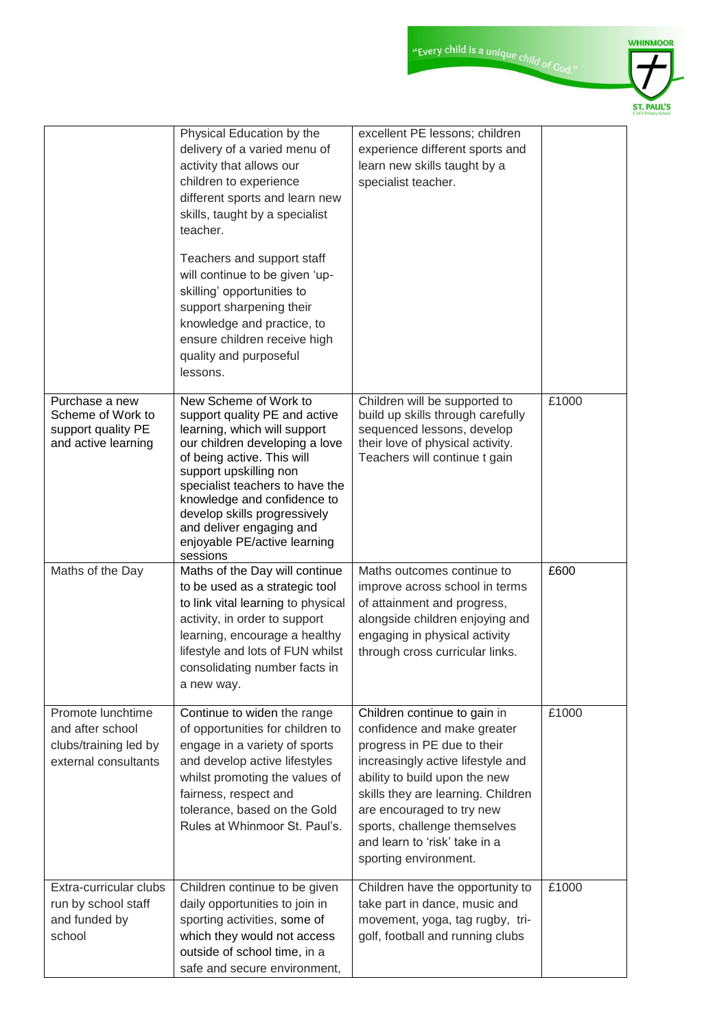| | | | |
|---|---|---|---|
| | Physical Education by the delivery of a varied menu of activity that allows our children to experience different sports and learn new skills, taught by a specialist teacher.<br><br>Teachers and support staff will continue to be given 'up-skilling' opportunities to support sharpening their knowledge and practice, to ensure children receive high quality and purposeful lessons. | excellent PE lessons; children experience different sports and learn new skills taught by a specialist teacher. | |
| Purchase a new Scheme of Work to support quality PE and active learning | New Scheme of Work to support quality PE and active learning, which will support our children developing a love of being active. This will support upskilling non specialist teachers to have the knowledge and confidence to develop skills progressively and deliver engaging and enjoyable PE/active learning sessions | Children will be supported to build up skills through carefully sequenced lessons, develop their love of physical activity. Teachers will continue t gain | £1000 |
| Maths of the Day | Maths of the Day will continue to be used as a strategic tool to link vital learning to physical activity, in order to support learning, encourage a healthy lifestyle and lots of FUN whilst consolidating number facts in a new way. | Maths outcomes continue to improve across school in terms of attainment and progress, alongside children enjoying and engaging in physical activity through cross curricular links. | £600 |
| Promote lunchtime and after school clubs/training led by external consultants | Continue to widen the range of opportunities for children to engage in a variety of sports and develop active lifestyles whilst promoting the values of fairness, respect and tolerance, based on the Gold Rules at Whinmoor St. Paul's. | Children continue to gain in confidence and make greater progress in PE due to their increasingly active lifestyle and ability to build upon the new skills they are learning. Children are encouraged to try new sports, challenge themselves and learn to 'risk' take in a sporting environment. | £1000 |
| Extra-curricular clubs run by school staff and funded by school | Children continue to be given daily opportunities to join in sporting activities, some of which they would not access outside of school time, in a safe and secure environment, | Children have the opportunity to take part in dance, music and movement, yoga, tag rugby, tri-golf, football and running clubs | £1000 |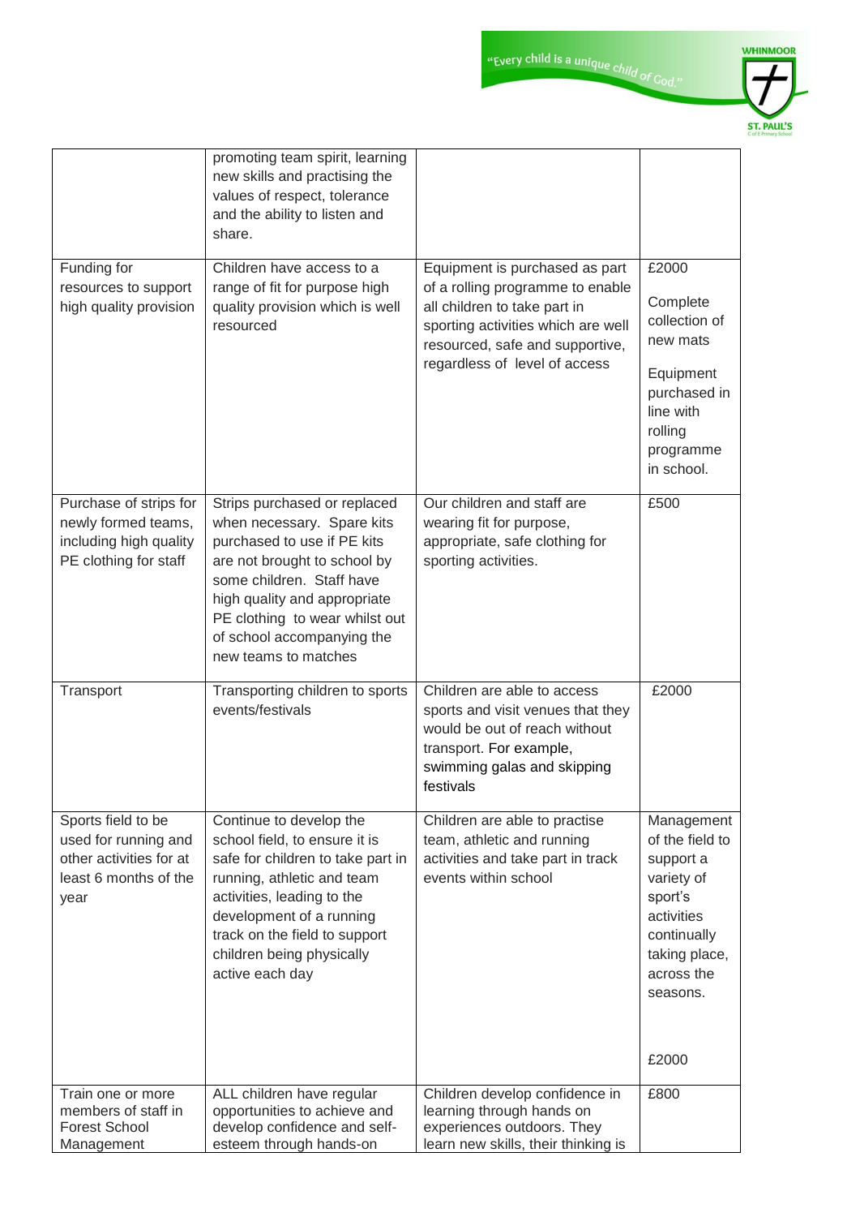| | | | |
|---|---|---|---|
| | promoting team spirit, learning new skills and practising the values of respect, tolerance and the ability to listen and share. | | |
| Funding for resources to support high quality provision | Children have access to a range of fit for purpose high quality provision which is well resourced | Equipment is purchased as part of a rolling programme to enable all children to take part in sporting activities which are well resourced, safe and supportive, regardless of level of access | £2000<br><br>Complete collection of new mats<br><br>Equipment purchased in line with rolling programme in school. |
| Purchase of strips for newly formed teams, including high quality PE clothing for staff | Strips purchased or replaced when necessary. Spare kits purchased to use if PE kits are not brought to school by some children. Staff have high quality and appropriate PE clothing to wear whilst out of school accompanying the new teams to matches | Our children and staff are wearing fit for purpose, appropriate, safe clothing for sporting activities. | £500 |
| Transport | Transporting children to sports events/festivals | Children are able to access sports and visit venues that they would be out of reach without transport. For example, swimming galas and skipping festivals | £2000 |
| Sports field to be used for running and other activities for at least 6 months of the year | Continue to develop the school field, to ensure it is safe for children to take part in running, athletic and team activities, leading to the development of a running track on the field to support children being physically active each day | Children are able to practise team, athletic and running activities and take part in track events within school | Management of the field to support a variety of sport's activities continually taking place, across the seasons.<br><br>£2000 |
| Train one or more members of staff in Forest School Management | ALL children have regular opportunities to achieve and develop confidence and self-esteem through hands-on | Children develop confidence in learning through hands on experiences outdoors. They learn new skills, their thinking is | £800 |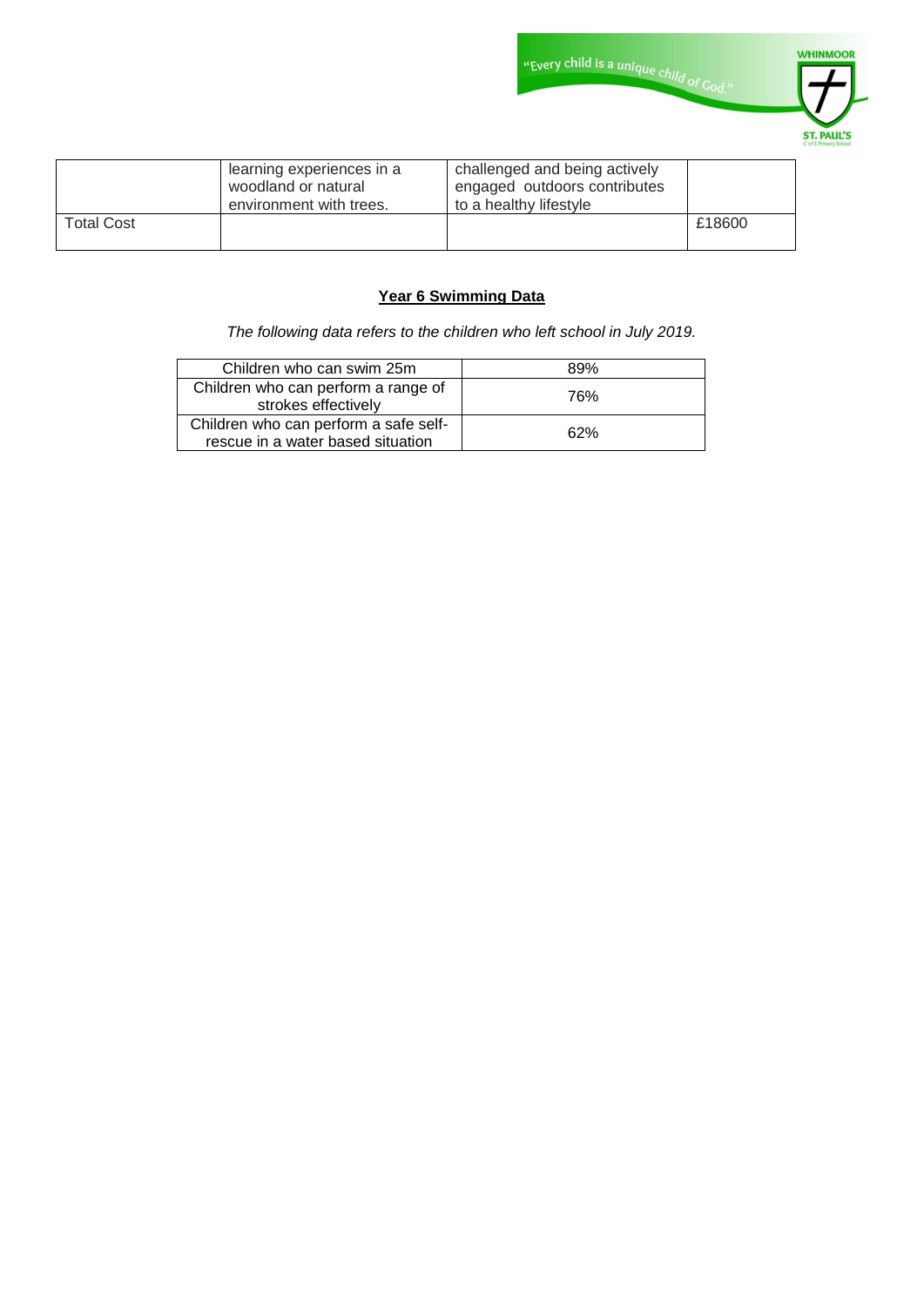| | | | |
|---|---|---|---|
| | learning experiences in a woodland or natural environment with trees. | challenged and being actively engaged outdoors contributes to a healthy lifestyle | |
| Total Cost | | | £18600 |

## Year 6 Swimming Data

*The following data refers to the children who left school in July 2019.*

| | |
|---|---|
| Children who can swim 25m | 89% |
| Children who can perform a range of strokes effectively | 76% |
| Children who can perform a safe self-rescue in a water based situation | 62% |